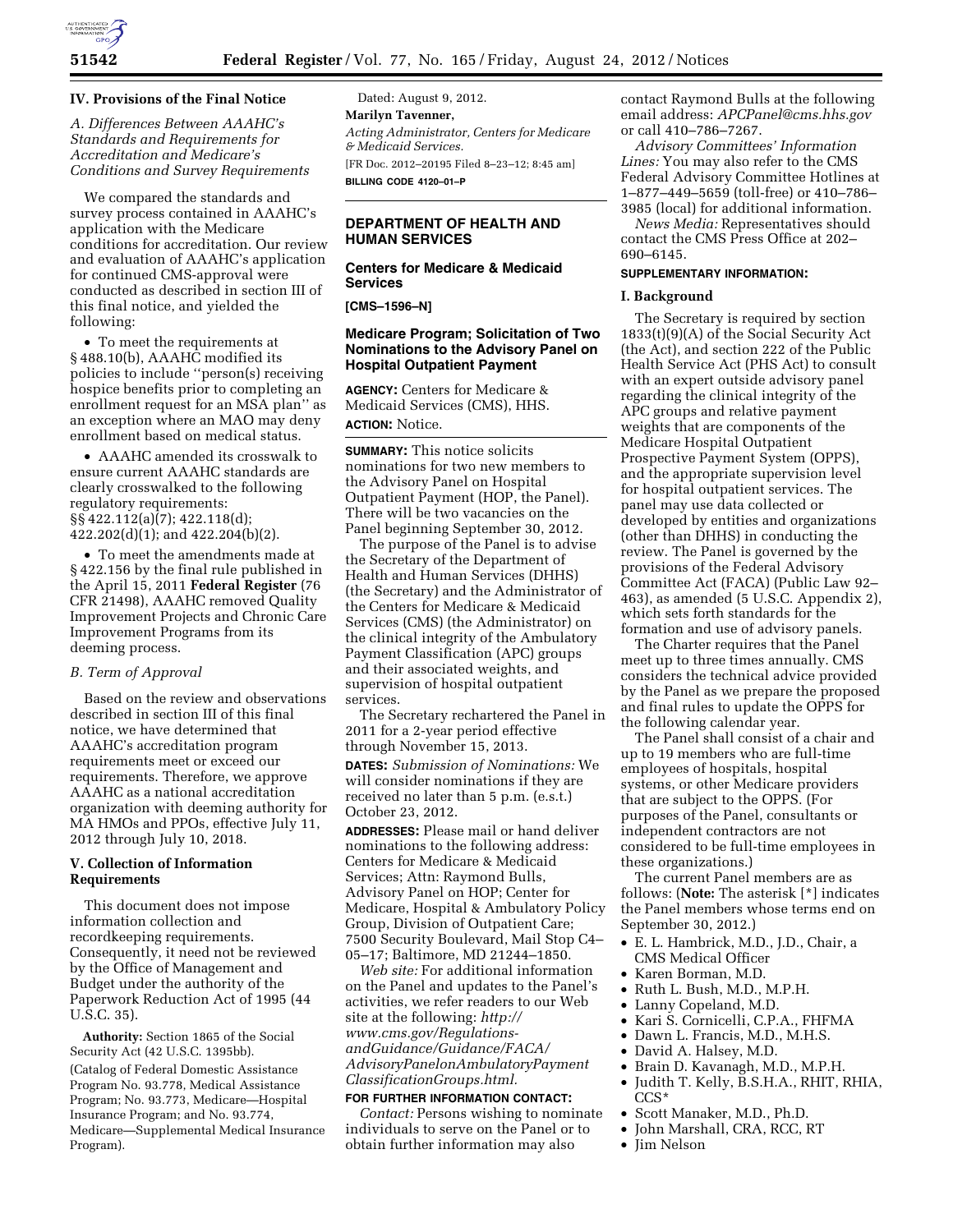## IV. Provisions of the Final Notice

*A. Differences Between AAAHC's Standards and Requirements for Accreditation and Medicare's Conditions and Survey Requirements*

We compared the standards and survey process contained in AAAHC's application with the Medicare conditions for accreditation. Our review and evaluation of AAAHC's application for continued CMS-approval were conducted as described in section III of this final notice, and yielded the following:

- To meet the requirements at § 488.10(b), AAAHC modified its policies to include ''person(s) receiving hospice benefits prior to completing an enrollment request for an MSA plan'' as an exception where an MAO may deny enrollment based on medical status.
- AAAHC amended its crosswalk to ensure current AAAHC standards are clearly crosswalked to the following regulatory requirements: §§ 422.112(a)(7); 422.118(d); 422.202(d)(1); and 422.204(b)(2).
- To meet the amendments made at § 422.156 by the final rule published in the April 15, 2011 **Federal Register** (76 CFR 21498), AAAHC removed Quality Improvement Projects and Chronic Care Improvement Programs from its deeming process.

*B. Term of Approval*

Based on the review and observations described in section III of this final notice, we have determined that AAAHC's accreditation program requirements meet or exceed our requirements. Therefore, we approve AAAHC as a national accreditation organization with deeming authority for MA HMOs and PPOs, effective July 11, 2012 through July 10, 2018.

## V. Collection of Information Requirements

This document does not impose information collection and recordkeeping requirements. Consequently, it need not be reviewed by the Office of Management and Budget under the authority of the Paperwork Reduction Act of 1995 (44 U.S.C. 35).

**Authority:** Section 1865 of the Social Security Act (42 U.S.C. 1395bb).

(Catalog of Federal Domestic Assistance Program No. 93.778, Medical Assistance Program; No. 93.773, Medicare—Hospital Insurance Program; and No. 93.774, Medicare—Supplemental Medical Insurance Program).

Dated: August 9, 2012.

**Marilyn Tavenner,**

*Acting Administrator, Centers for Medicare & Medicaid Services.*

[FR Doc. 2012–20195 Filed 8–23–12; 8:45 am]

**BILLING CODE 4120–01–P**

---

## DEPARTMENT OF HEALTH AND HUMAN SERVICES

### Centers for Medicare & Medicaid Services

**[CMS–1596–N]**

### Medicare Program; Solicitation of Two Nominations to the Advisory Panel on Hospital Outpatient Payment

**AGENCY:** Centers for Medicare & Medicaid Services (CMS), HHS.

**ACTION:** Notice.

**SUMMARY:** This notice solicits nominations for two new members to the Advisory Panel on Hospital Outpatient Payment (HOP, the Panel). There will be two vacancies on the Panel beginning September 30, 2012.

The purpose of the Panel is to advise the Secretary of the Department of Health and Human Services (DHHS) (the Secretary) and the Administrator of the Centers for Medicare & Medicaid Services (CMS) (the Administrator) on the clinical integrity of the Ambulatory Payment Classification (APC) groups and their associated weights, and supervision of hospital outpatient services.

The Secretary rechartered the Panel in 2011 for a 2-year period effective through November 15, 2013.

**DATES:** *Submission of Nominations:* We will consider nominations if they are received no later than 5 p.m. (e.s.t.) October 23, 2012.

**ADDRESSES:** Please mail or hand deliver nominations to the following address: Centers for Medicare & Medicaid Services; Attn: Raymond Bulls, Advisory Panel on HOP; Center for Medicare, Hospital & Ambulatory Policy Group, Division of Outpatient Care; 7500 Security Boulevard, Mail Stop C4–05–17; Baltimore, MD 21244–1850.

*Web site:* For additional information on the Panel and updates to the Panel's activities, we refer readers to our Web site at the following: *http://www.cms.gov/Regulations-andGuidance/Guidance/FACA/AdvisoryPanelonAmbulatoryPayment ClassificationGroups.html.*

**FOR FURTHER INFORMATION CONTACT:**

*Contact:* Persons wishing to nominate individuals to serve on the Panel or to obtain further information may also contact Raymond Bulls at the following email address: *APCPanel@cms.hhs.gov* or call 410–786–7267.

*Advisory Committees' Information Lines:* You may also refer to the CMS Federal Advisory Committee Hotlines at 1–877–449–5659 (toll-free) or 410–786–3985 (local) for additional information.

*News Media:* Representatives should contact the CMS Press Office at 202–690–6145.

**SUPPLEMENTARY INFORMATION:**

### I. Background

The Secretary is required by section 1833(t)(9)(A) of the Social Security Act (the Act), and section 222 of the Public Health Service Act (PHS Act) to consult with an expert outside advisory panel regarding the clinical integrity of the APC groups and relative payment weights that are components of the Medicare Hospital Outpatient Prospective Payment System (OPPS), and the appropriate supervision level for hospital outpatient services. The panel may use data collected or developed by entities and organizations (other than DHHS) in conducting the review. The Panel is governed by the provisions of the Federal Advisory Committee Act (FACA) (Public Law 92–463), as amended (5 U.S.C. Appendix 2), which sets forth standards for the formation and use of advisory panels.

The Charter requires that the Panel meet up to three times annually. CMS considers the technical advice provided by the Panel as we prepare the proposed and final rules to update the OPPS for the following calendar year.

The Panel shall consist of a chair and up to 19 members who are full-time employees of hospitals, hospital systems, or other Medicare providers that are subject to the OPPS. (For purposes of the Panel, consultants or independent contractors are not considered to be full-time employees in these organizations.)

The current Panel members are as follows: (**Note:** The asterisk [*] indicates the Panel members whose terms end on September 30, 2012.)

- E. L. Hambrick, M.D., J.D., Chair, a CMS Medical Officer
- Karen Borman, M.D.
- Ruth L. Bush, M.D., M.P.H.
- Lanny Copeland, M.D.
- Kari S. Cornicelli, C.P.A., FHFMA
- Dawn L. Francis, M.D., M.H.S.
- David A. Halsey, M.D.
- Brain D. Kavanagh, M.D., M.P.H.
- Judith T. Kelly, B.S.H.A., RHIT, RHIA, CCS*
- Scott Manaker, M.D., Ph.D.
- John Marshall, CRA, RCC, RT
- Jim Nelson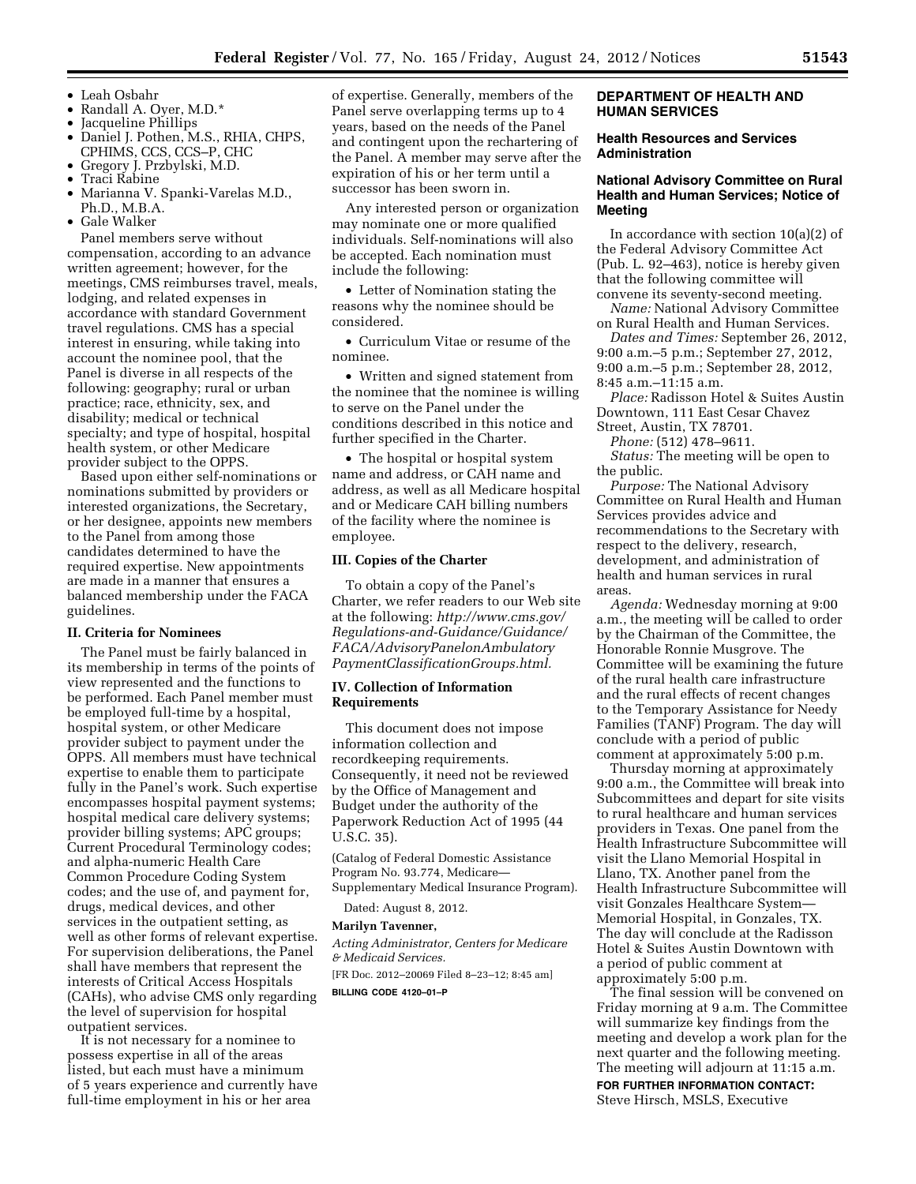- Leah Osbahr
- Randall A. Oyer, M.D.*
- Jacqueline Phillips
- Daniel J. Pothen, M.S., RHIA, CHPS, CPHIMS, CCS, CCS–P, CHC
- Gregory J. Przbylski, M.D.
- Traci Rabine
- Marianna V. Spanki-Varelas M.D., Ph.D., M.B.A.
- Gale Walker

Panel members serve without compensation, according to an advance written agreement; however, for the meetings, CMS reimburses travel, meals, lodging, and related expenses in accordance with standard Government travel regulations. CMS has a special interest in ensuring, while taking into account the nominee pool, that the Panel is diverse in all respects of the following: geography; rural or urban practice; race, ethnicity, sex, and disability; medical or technical specialty; and type of hospital, hospital health system, or other Medicare provider subject to the OPPS.

Based upon either self-nominations or nominations submitted by providers or interested organizations, the Secretary, or her designee, appoints new members to the Panel from among those candidates determined to have the required expertise. New appointments are made in a manner that ensures a balanced membership under the FACA guidelines.

## II. Criteria for Nominees

The Panel must be fairly balanced in its membership in terms of the points of view represented and the functions to be performed. Each Panel member must be employed full-time by a hospital, hospital system, or other Medicare provider subject to payment under the OPPS. All members must have technical expertise to enable them to participate fully in the Panel's work. Such expertise encompasses hospital payment systems; hospital medical care delivery systems; provider billing systems; APC groups; Current Procedural Terminology codes; and alpha-numeric Health Care Common Procedure Coding System codes; and the use of, and payment for, drugs, medical devices, and other services in the outpatient setting, as well as other forms of relevant expertise. For supervision deliberations, the Panel shall have members that represent the interests of Critical Access Hospitals (CAHs), who advise CMS only regarding the level of supervision for hospital outpatient services.

It is not necessary for a nominee to possess expertise in all of the areas listed, but each must have a minimum of 5 years experience and currently have full-time employment in his or her area of expertise. Generally, members of the Panel serve overlapping terms up to 4 years, based on the needs of the Panel and contingent upon the rechartering of the Panel. A member may serve after the expiration of his or her term until a successor has been sworn in.

Any interested person or organization may nominate one or more qualified individuals. Self-nominations will also be accepted. Each nomination must include the following:

- Letter of Nomination stating the reasons why the nominee should be considered.
- Curriculum Vitae or resume of the nominee.
- Written and signed statement from the nominee that the nominee is willing to serve on the Panel under the conditions described in this notice and further specified in the Charter.
- The hospital or hospital system name and address, or CAH name and address, as well as all Medicare hospital and or Medicare CAH billing numbers of the facility where the nominee is employee.

## III. Copies of the Charter

To obtain a copy of the Panel's Charter, we refer readers to our Web site at the following: *http://www.cms.gov/Regulations-and-Guidance/Guidance/FACA/AdvisoryPanelonAmbulatoryPaymentClassificationGroups.html.*

## IV. Collection of Information Requirements

This document does not impose information collection and recordkeeping requirements. Consequently, it need not be reviewed by the Office of Management and Budget under the authority of the Paperwork Reduction Act of 1995 (44 U.S.C. 35).

(Catalog of Federal Domestic Assistance Program No. 93.774, Medicare—Supplementary Medical Insurance Program).

Dated: August 8, 2012.

**Marilyn Tavenner,**

*Acting Administrator, Centers for Medicare & Medicaid Services.*

[FR Doc. 2012–20069 Filed 8–23–12; 8:45 am]

**BILLING CODE 4120–01–P**

# DEPARTMENT OF HEALTH AND HUMAN SERVICES

## Health Resources and Services Administration

## National Advisory Committee on Rural Health and Human Services; Notice of Meeting

In accordance with section 10(a)(2) of the Federal Advisory Committee Act (Pub. L. 92–463), notice is hereby given that the following committee will convene its seventy-second meeting.

*Name:* National Advisory Committee on Rural Health and Human Services.

*Dates and Times:* September 26, 2012, 9:00 a.m.–5 p.m.; September 27, 2012, 9:00 a.m.–5 p.m.; September 28, 2012, 8:45 a.m.–11:15 a.m.

*Place:* Radisson Hotel & Suites Austin Downtown, 111 East Cesar Chavez Street, Austin, TX 78701.

*Phone:* (512) 478–9611.

*Status:* The meeting will be open to the public.

*Purpose:* The National Advisory Committee on Rural Health and Human Services provides advice and recommendations to the Secretary with respect to the delivery, research, development, and administration of health and human services in rural areas.

*Agenda:* Wednesday morning at 9:00 a.m., the meeting will be called to order by the Chairman of the Committee, the Honorable Ronnie Musgrove. The Committee will be examining the future of the rural health care infrastructure and the rural effects of recent changes to the Temporary Assistance for Needy Families (TANF) Program. The day will conclude with a period of public comment at approximately 5:00 p.m.

Thursday morning at approximately 9:00 a.m., the Committee will break into Subcommittees and depart for site visits to rural healthcare and human services providers in Texas. One panel from the Health Infrastructure Subcommittee will visit the Llano Memorial Hospital in Llano, TX. Another panel from the Health Infrastructure Subcommittee will visit Gonzales Healthcare System—Memorial Hospital, in Gonzales, TX. The day will conclude at the Radisson Hotel & Suites Austin Downtown with a period of public comment at approximately 5:00 p.m.

The final session will be convened on Friday morning at 9 a.m. The Committee will summarize key findings from the meeting and develop a work plan for the next quarter and the following meeting. The meeting will adjourn at 11:15 a.m.

**FOR FURTHER INFORMATION CONTACT:** Steve Hirsch, MSLS, Executive